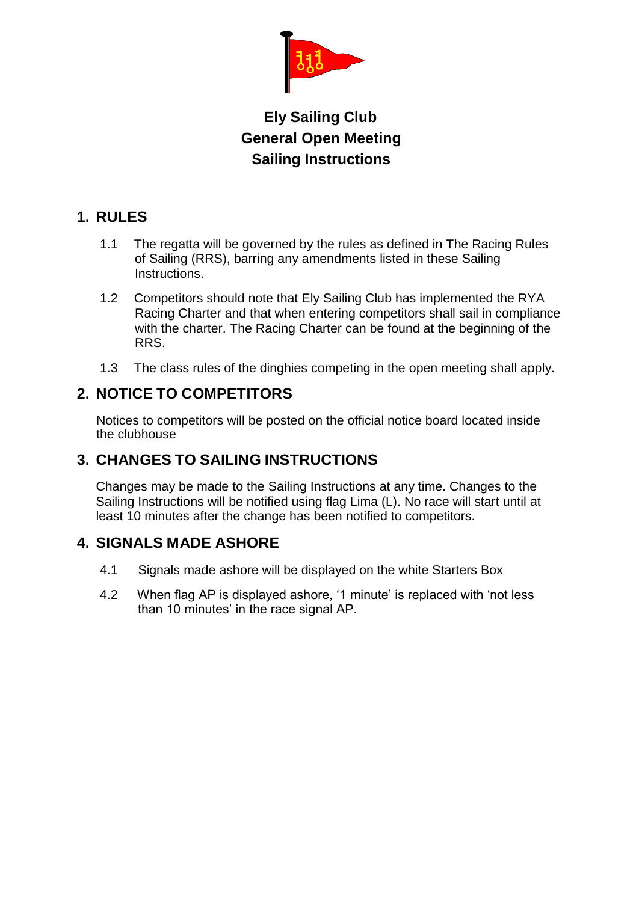# Ely Sailing Club
# General Open Meeting
# Sailing Instructions

## 1. RULES

1.1 The regatta will be governed by the rules as defined in The Racing Rules of Sailing (RRS), barring any amendments listed in these Sailing Instructions.

1.2 Competitors should note that Ely Sailing Club has implemented the RYA Racing Charter and that when entering competitors shall sail in compliance with the charter. The Racing Charter can be found at the beginning of the RRS.

1.3 The class rules of the dinghies competing in the open meeting shall apply.

## 2. NOTICE TO COMPETITORS

Notices to competitors will be posted on the official notice board located inside the clubhouse

## 3. CHANGES TO SAILING INSTRUCTIONS

Changes may be made to the Sailing Instructions at any time. Changes to the Sailing Instructions will be notified using flag Lima (L). No race will start until at least 10 minutes after the change has been notified to competitors.

## 4. SIGNALS MADE ASHORE

4.1 Signals made ashore will be displayed on the white Starters Box

4.2 When flag AP is displayed ashore, '1 minute' is replaced with 'not less than 10 minutes' in the race signal AP.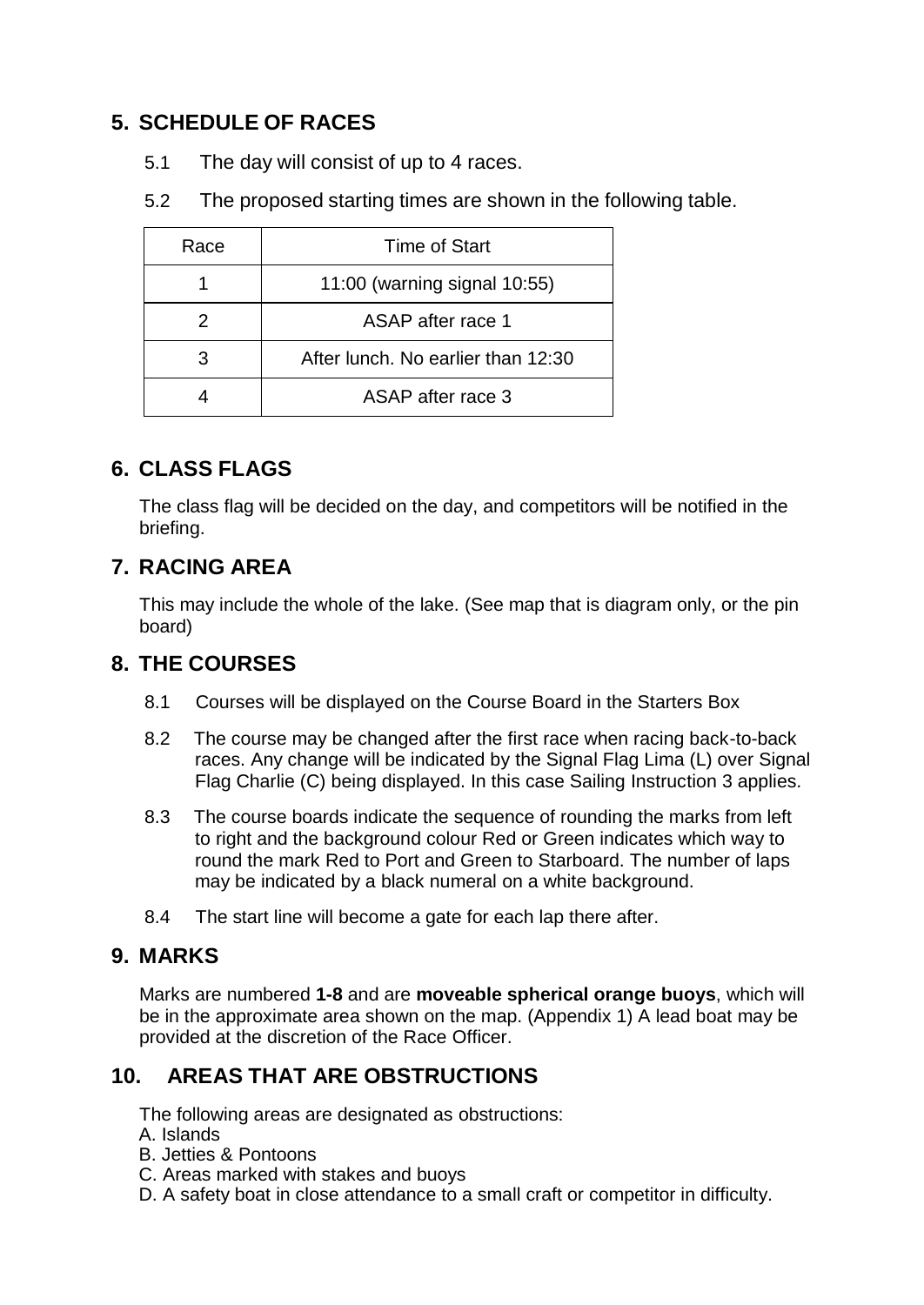## 5. SCHEDULE OF RACES

5.1 The day will consist of up to 4 races.

5.2 The proposed starting times are shown in the following table.

| Race | Time of Start |
|---|---|
| 1 | 11:00 (warning signal 10:55) |
| 2 | ASAP after race 1 |
| 3 | After lunch. No earlier than 12:30 |
| 4 | ASAP after race 3 |

## 6. CLASS FLAGS

The class flag will be decided on the day, and competitors will be notified in the briefing.

## 7. RACING AREA

This may include the whole of the lake. (See map that is diagram only, or the pin board)

## 8. THE COURSES

8.1 Courses will be displayed on the Course Board in the Starters Box

8.2 The course may be changed after the first race when racing back-to-back races. Any change will be indicated by the Signal Flag Lima (L) over Signal Flag Charlie (C) being displayed. In this case Sailing Instruction 3 applies.

8.3 The course boards indicate the sequence of rounding the marks from left to right and the background colour Red or Green indicates which way to round the mark Red to Port and Green to Starboard. The number of laps may be indicated by a black numeral on a white background.

8.4 The start line will become a gate for each lap there after.

## 9. MARKS

Marks are numbered **1-8** and are **moveable spherical orange buoys**, which will be in the approximate area shown on the map. (Appendix 1) A lead boat may be provided at the discretion of the Race Officer.

## 10. AREAS THAT ARE OBSTRUCTIONS

The following areas are designated as obstructions:
A. Islands
B. Jetties & Pontoons
C. Areas marked with stakes and buoys
D. A safety boat in close attendance to a small craft or competitor in difficulty.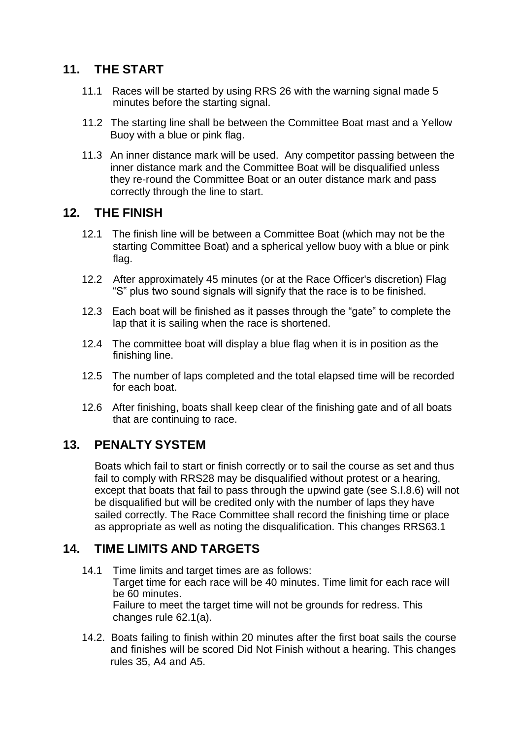## 11. THE START

11.1 Races will be started by using RRS 26 with the warning signal made 5 minutes before the starting signal.

11.2 The starting line shall be between the Committee Boat mast and a Yellow Buoy with a blue or pink flag.

11.3 An inner distance mark will be used. Any competitor passing between the inner distance mark and the Committee Boat will be disqualified unless they re-round the Committee Boat or an outer distance mark and pass correctly through the line to start.

## 12. THE FINISH

12.1 The finish line will be between a Committee Boat (which may not be the starting Committee Boat) and a spherical yellow buoy with a blue or pink flag.

12.2 After approximately 45 minutes (or at the Race Officer's discretion) Flag "S" plus two sound signals will signify that the race is to be finished.

12.3 Each boat will be finished as it passes through the "gate" to complete the lap that it is sailing when the race is shortened.

12.4 The committee boat will display a blue flag when it is in position as the finishing line.

12.5 The number of laps completed and the total elapsed time will be recorded for each boat.

12.6 After finishing, boats shall keep clear of the finishing gate and of all boats that are continuing to race.

## 13. PENALTY SYSTEM

Boats which fail to start or finish correctly or to sail the course as set and thus fail to comply with RRS28 may be disqualified without protest or a hearing, except that boats that fail to pass through the upwind gate (see S.I.8.6) will not be disqualified but will be credited only with the number of laps they have sailed correctly. The Race Committee shall record the finishing time or place as appropriate as well as noting the disqualification. This changes RRS63.1

## 14. TIME LIMITS AND TARGETS

14.1 Time limits and target times are as follows:
Target time for each race will be 40 minutes. Time limit for each race will be 60 minutes.
Failure to meet the target time will not be grounds for redress. This changes rule 62.1(a).

14.2. Boats failing to finish within 20 minutes after the first boat sails the course and finishes will be scored Did Not Finish without a hearing. This changes rules 35, A4 and A5.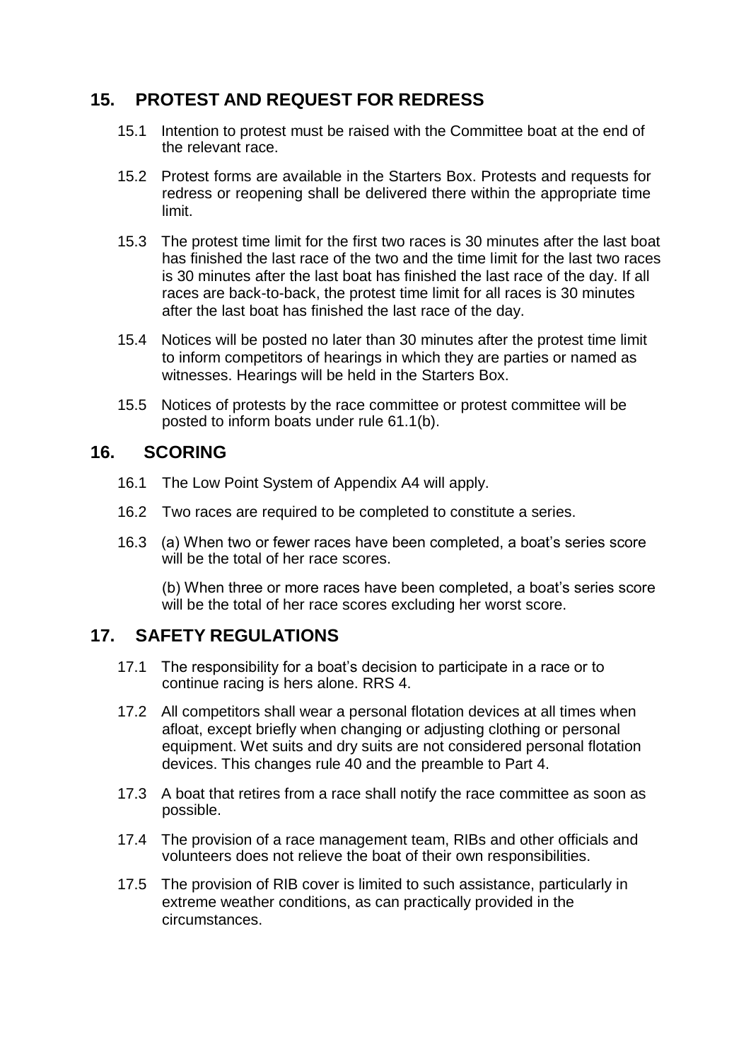## 15. PROTEST AND REQUEST FOR REDRESS

15.1 Intention to protest must be raised with the Committee boat at the end of the relevant race.

15.2 Protest forms are available in the Starters Box. Protests and requests for redress or reopening shall be delivered there within the appropriate time limit.

15.3 The protest time limit for the first two races is 30 minutes after the last boat has finished the last race of the two and the time limit for the last two races is 30 minutes after the last boat has finished the last race of the day. If all races are back-to-back, the protest time limit for all races is 30 minutes after the last boat has finished the last race of the day.

15.4 Notices will be posted no later than 30 minutes after the protest time limit to inform competitors of hearings in which they are parties or named as witnesses. Hearings will be held in the Starters Box.

15.5 Notices of protests by the race committee or protest committee will be posted to inform boats under rule 61.1(b).

## 16. SCORING

16.1 The Low Point System of Appendix A4 will apply.

16.2 Two races are required to be completed to constitute a series.

16.3 (a) When two or fewer races have been completed, a boat's series score will be the total of her race scores.

(b) When three or more races have been completed, a boat's series score will be the total of her race scores excluding her worst score.

## 17. SAFETY REGULATIONS

17.1 The responsibility for a boat's decision to participate in a race or to continue racing is hers alone. RRS 4.

17.2 All competitors shall wear a personal flotation devices at all times when afloat, except briefly when changing or adjusting clothing or personal equipment. Wet suits and dry suits are not considered personal flotation devices. This changes rule 40 and the preamble to Part 4.

17.3 A boat that retires from a race shall notify the race committee as soon as possible.

17.4 The provision of a race management team, RIBs and other officials and volunteers does not relieve the boat of their own responsibilities.

17.5 The provision of RIB cover is limited to such assistance, particularly in extreme weather conditions, as can practically provided in the circumstances.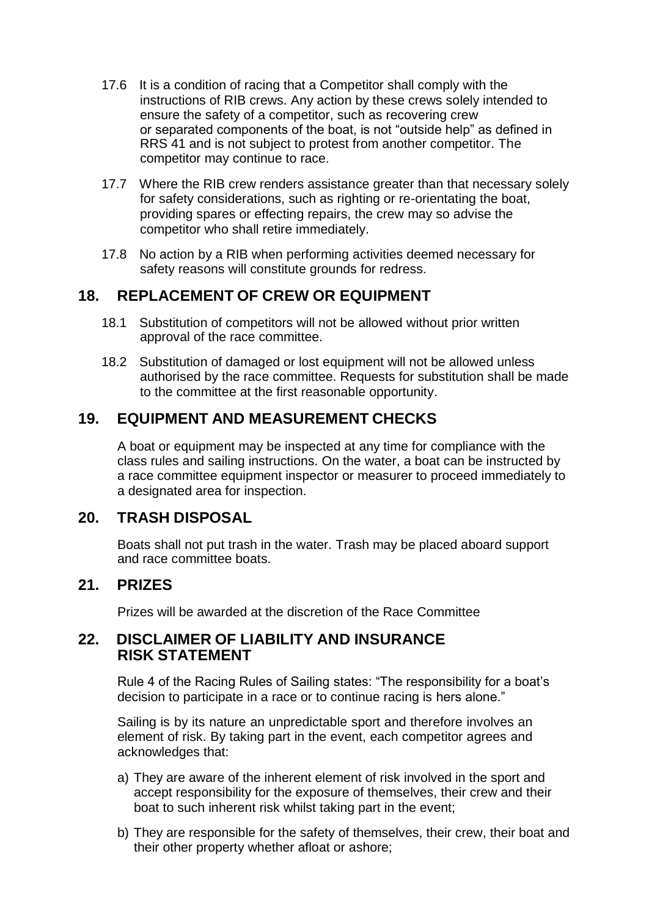17.6 It is a condition of racing that a Competitor shall comply with the instructions of RIB crews. Any action by these crews solely intended to ensure the safety of a competitor, such as recovering crew or separated components of the boat, is not "outside help" as defined in RRS 41 and is not subject to protest from another competitor. The competitor may continue to race.

17.7 Where the RIB crew renders assistance greater than that necessary solely for safety considerations, such as righting or re-orientating the boat, providing spares or effecting repairs, the crew may so advise the competitor who shall retire immediately.

17.8 No action by a RIB when performing activities deemed necessary for safety reasons will constitute grounds for redress.

## 18. REPLACEMENT OF CREW OR EQUIPMENT

18.1 Substitution of competitors will not be allowed without prior written approval of the race committee.

18.2 Substitution of damaged or lost equipment will not be allowed unless authorised by the race committee. Requests for substitution shall be made to the committee at the first reasonable opportunity.

## 19. EQUIPMENT AND MEASUREMENT CHECKS

A boat or equipment may be inspected at any time for compliance with the class rules and sailing instructions. On the water, a boat can be instructed by a race committee equipment inspector or measurer to proceed immediately to a designated area for inspection.

## 20. TRASH DISPOSAL

Boats shall not put trash in the water. Trash may be placed aboard support and race committee boats.

## 21. PRIZES

Prizes will be awarded at the discretion of the Race Committee

## 22. DISCLAIMER OF LIABILITY AND INSURANCE RISK STATEMENT

Rule 4 of the Racing Rules of Sailing states: "The responsibility for a boat's decision to participate in a race or to continue racing is hers alone."

Sailing is by its nature an unpredictable sport and therefore involves an element of risk. By taking part in the event, each competitor agrees and acknowledges that:

a) They are aware of the inherent element of risk involved in the sport and accept responsibility for the exposure of themselves, their crew and their boat to such inherent risk whilst taking part in the event;

b) They are responsible for the safety of themselves, their crew, their boat and their other property whether afloat or ashore;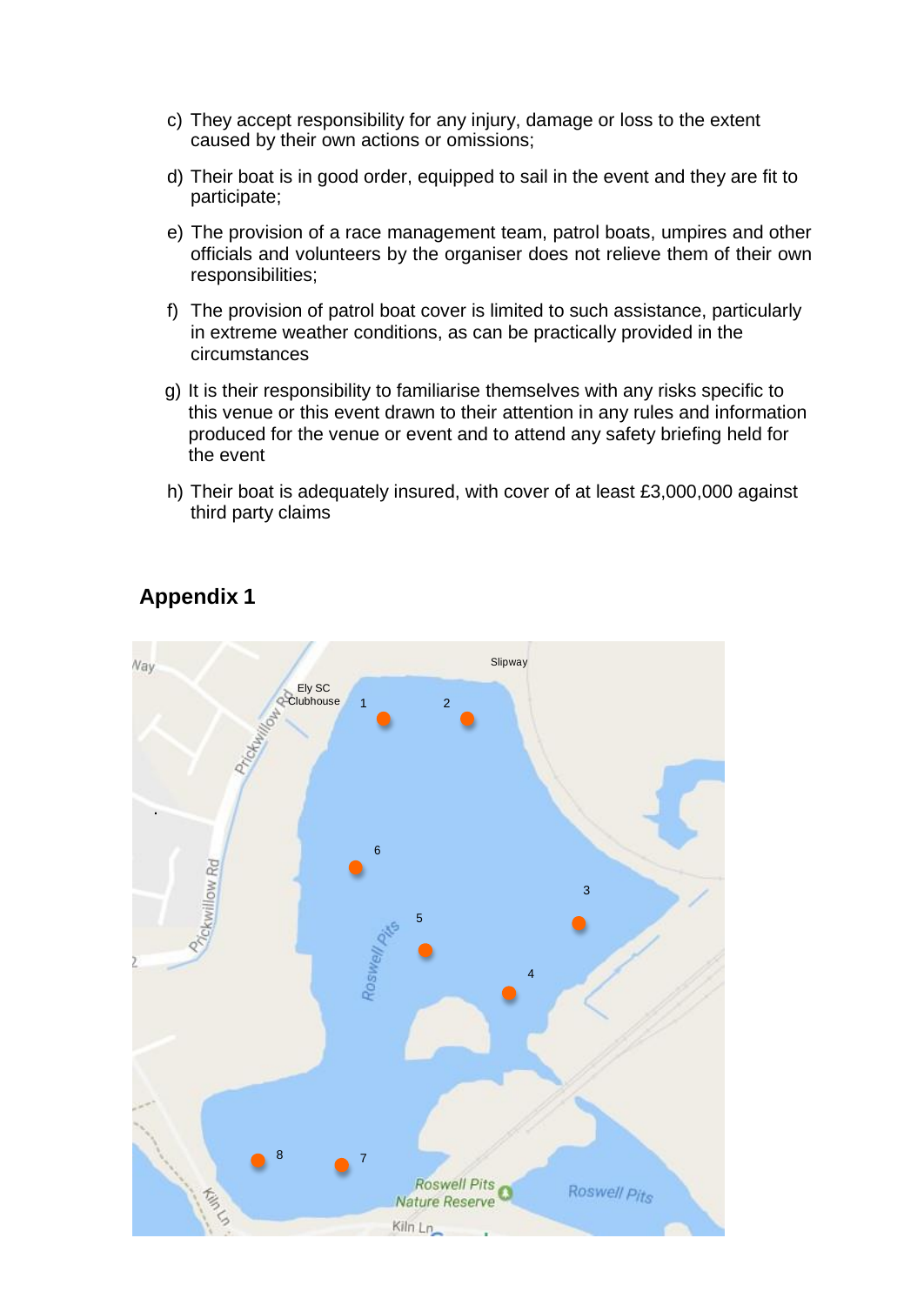c) They accept responsibility for any injury, damage or loss to the extent caused by their own actions or omissions;

d) Their boat is in good order, equipped to sail in the event and they are fit to participate;

e) The provision of a race management team, patrol boats, umpires and other officials and volunteers by the organiser does not relieve them of their own responsibilities;

f) The provision of patrol boat cover is limited to such assistance, particularly in extreme weather conditions, as can be practically provided in the circumstances

g) It is their responsibility to familiarise themselves with any risks specific to this venue or this event drawn to their attention in any rules and information produced for the venue or event and to attend any safety briefing held for the event

h) Their boat is adequately insured, with cover of at least £3,000,000 against third party claims

## Appendix 1

Slipway

Ely SC Clubhouse

Prickwillow Rd

Roswell Pits

Roswell Pits Nature Reserve

Kiln Ln

1

2

3

4

5

6

7

8